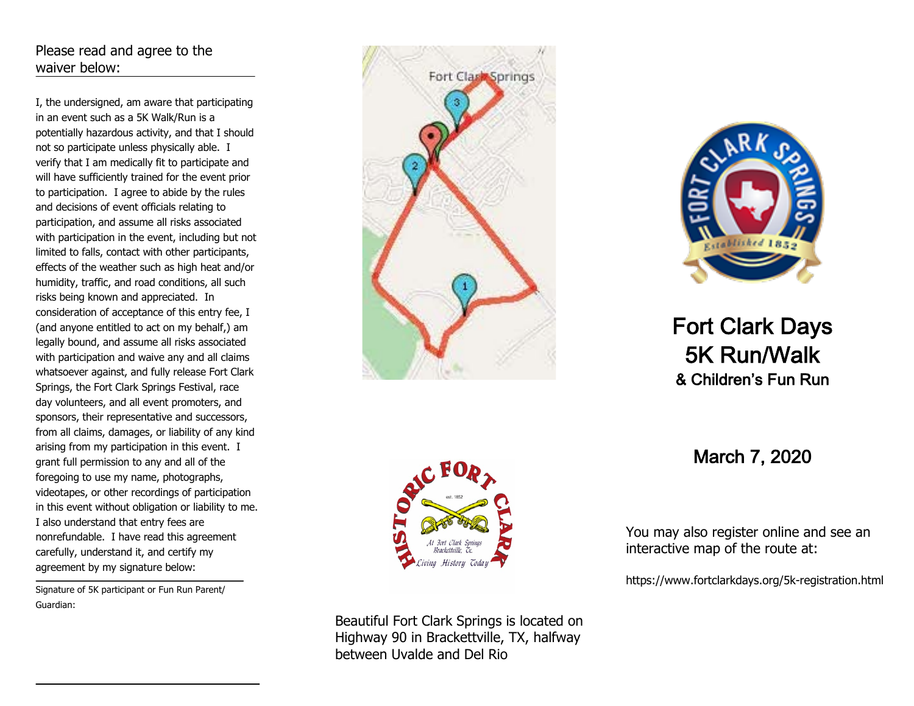Please read and agree to the waiver below:

I, the undersigned, am aware that participating in an event such as a 5K Walk/Run is a potentially hazardous activity, and that I should not so participate unless physically able. I verify that I am medically fit to participate and will have sufficiently trained for the event prior to participation. I agree to abide by the rules and decisions of event officials relating to participation, and assume all risks associated with participation in the event, including but not limited to falls, contact with other participants, effects of the weather such as high heat and/or humidity, traffic, and road conditions, all such risks being known and appreciated. In consideration of acceptance of this entry fee, I (and anyone entitled to act on my behalf,) am legally bound, and assume all risks associated with participation and waive any and all claims whatsoever against, and fully release Fort Clark Springs, the Fort Clark Springs Festival, race day volunteers, and all event promoters, and sponsors, their representative and successors, from all claims, damages, or liability of any kind arising from my participation in this event. I grant full permission to any and all of the foregoing to use my name, photographs, videotapes, or other recordings of participation in this event without obligation or liability to me. I also understand that entry fees are nonrefundable. I have read this agreement carefully, understand it, and certify my agreement by my signature below:

Signature of 5K participant or Fun Run Parent/ Guardian:

Beautiful Fort Clark Springs is located on Highway 90 in Brackettville, TX, halfway between Uvalde and Del Rio

# Fort Clark Days 5K Run/Walk

## & Children's Fun Run

## March 7, 2020

You may also register online and see an interactive map of the route at:

https://www.fortclarkdays.org/5k-registration.html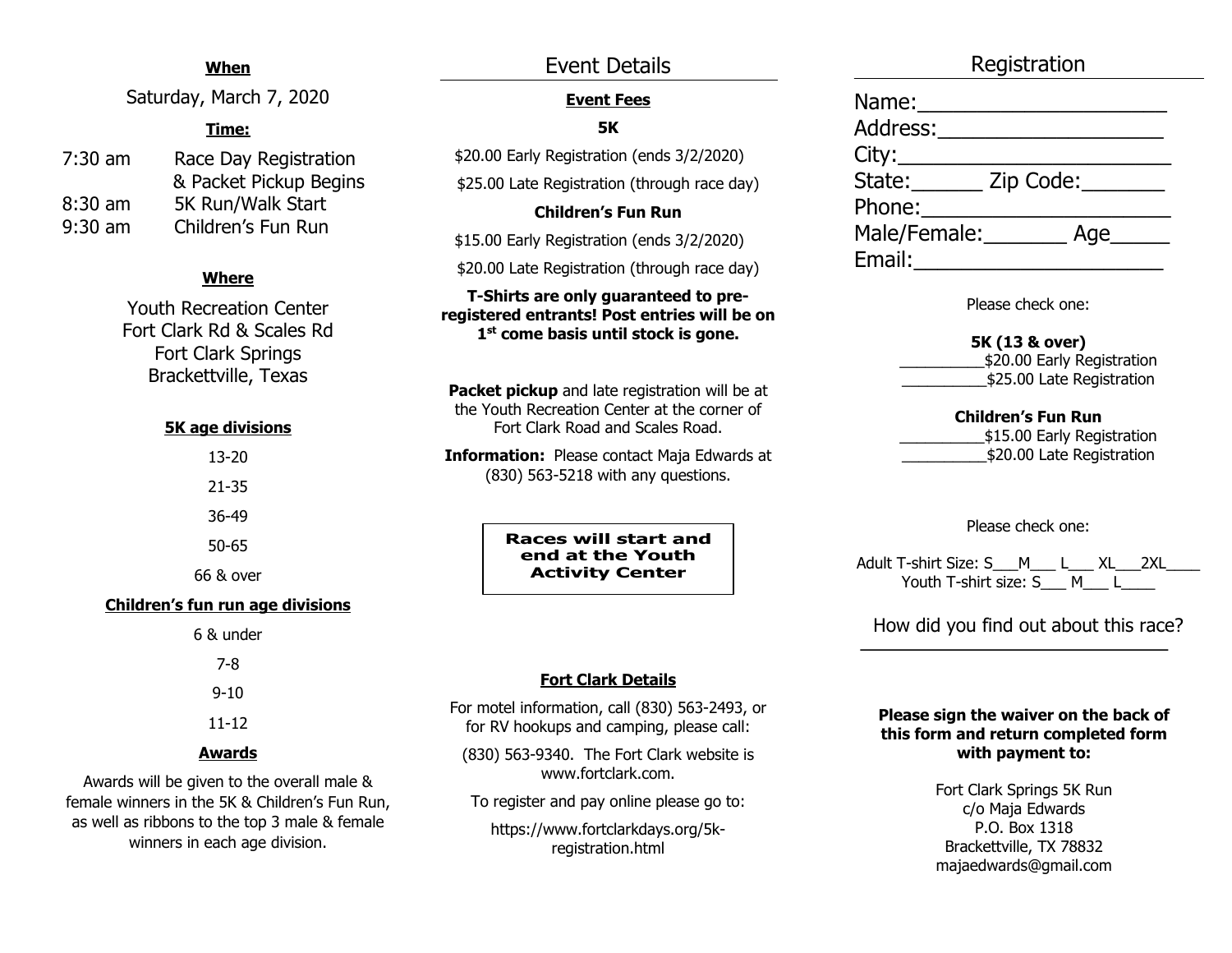**When**

Saturday, March 7, 2020

**Time:**

| | |
|---|---|
| 7:30 am | Race Day Registration & Packet Pickup Begins |
| 8:30 am | 5K Run/Walk Start |
| 9:30 am | Children's Fun Run |

**Where**

Youth Recreation Center
Fort Clark Rd & Scales Rd
Fort Clark Springs
Brackettville, Texas

**5K age divisions**

13-20

21-35

36-49

50-65

66 & over

**Children's fun run age divisions**

6 & under

7-8

9-10

11-12

**Awards**

Awards will be given to the overall male & female winners in the 5K & Children's Fun Run, as well as ribbons to the top 3 male & female winners in each age division.

# Event Details

**Event Fees**

**5K**

$20.00 Early Registration (ends 3/2/2020)

$25.00 Late Registration (through race day)

**Children's Fun Run**

$15.00 Early Registration (ends 3/2/2020)

$20.00 Late Registration (through race day)

**T-Shirts are only guaranteed to pre-registered entrants! Post entries will be on 1st come basis until stock is gone.**

**Packet pickup** and late registration will be at the Youth Recreation Center at the corner of Fort Clark Road and Scales Road.

**Information:** Please contact Maja Edwards at (830) 563-5218 with any questions.

**Races will start and end at the Youth Activity Center**

**Fort Clark Details**

For motel information, call (830) 563-2493, or for RV hookups and camping, please call:

(830) 563-9340. The Fort Clark website is www.fortclark.com.

To register and pay online please go to:

https://www.fortclarkdays.org/5k-registration.html

# Registration

Name:____________________

Address:__________________

City:______________________

State:______ Zip Code:_______

Phone:____________________

Male/Female:_______ Age_____

Email:_____________________

Please check one:

**5K (13 & over)**

__________$20.00 Early Registration

__________$25.00 Late Registration

**Children's Fun Run**

__________$15.00 Early Registration

__________$20.00 Late Registration

Please check one:

Adult T-shirt Size: S___M___ L___ XL___2XL____

Youth T-shirt size: S___ M___ L____

How did you find out about this race?

______________________________

**Please sign the waiver on the back of this form and return completed form with payment to:**

Fort Clark Springs 5K Run
c/o Maja Edwards
P.O. Box 1318
Brackettville, TX 78832
majaedwards@gmail.com